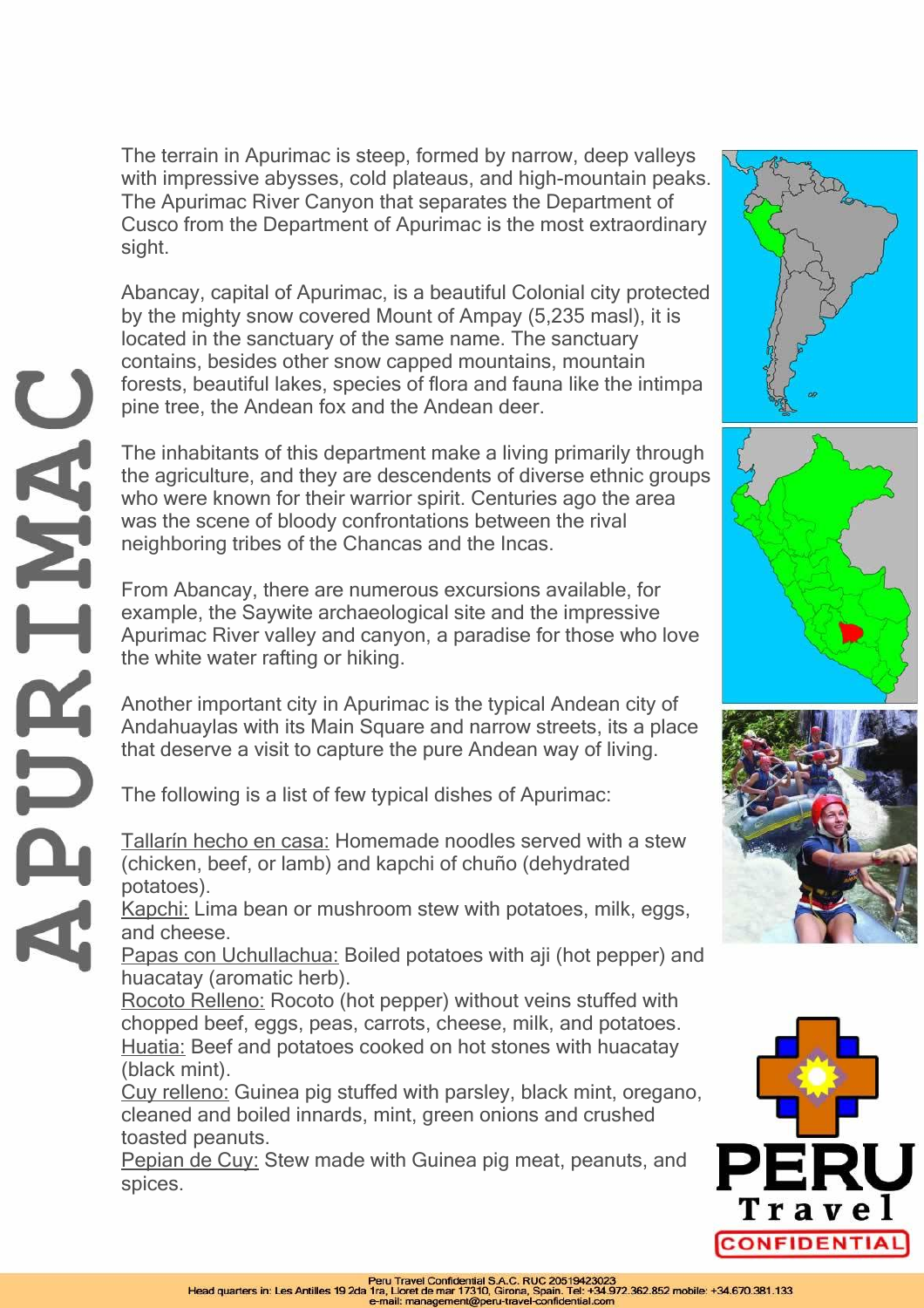# APURIMAC

The terrain in Apurimac is steep, formed by narrow, deep valleys with impressive abysses, cold plateaus, and high-mountain peaks. The Apurimac River Canyon that separates the Department of Cusco from the Department of Apurimac is the most extraordinary sight.

Abancay, capital of Apurimac, is a beautiful Colonial city protected by the mighty snow covered Mount of Ampay (5,235 masl), it is located in the sanctuary of the same name. The sanctuary contains, besides other snow capped mountains, mountain forests, beautiful lakes, species of flora and fauna like the intimpa pine tree, the Andean fox and the Andean deer.

The inhabitants of this department make a living primarily through the agriculture, and they are descendents of diverse ethnic groups who were known for their warrior spirit. Centuries ago the area was the scene of bloody confrontations between the rival neighboring tribes of the Chancas and the Incas.

From Abancay, there are numerous excursions available, for example, the Saywite archaeological site and the impressive Apurimac River valley and canyon, a paradise for those who love the white water rafting or hiking.

Another important city in Apurimac is the typical Andean city of Andahuaylas with its Main Square and narrow streets, its a place that deserve a visit to capture the pure Andean way of living.

The following is a list of few typical dishes of Apurimac:

Tallarín hecho en casa: Homemade noodles served with a stew (chicken, beef, or lamb) and kapchi of chuño (dehydrated potatoes).
Kapchi: Lima bean or mushroom stew with potatoes, milk, eggs, and cheese.
Papas con Uchullachua: Boiled potatoes with aji (hot pepper) and huacatay (aromatic herb).
Rocoto Relleno: Rocoto (hot pepper) without veins stuffed with chopped beef, eggs, peas, carrots, cheese, milk, and potatoes.
Huatia: Beef and potatoes cooked on hot stones with huacatay (black mint).
Cuy relleno: Guinea pig stuffed with parsley, black mint, oregano, cleaned and boiled innards, mint, green onions and crushed toasted peanuts.
Pepian de Cuy: Stew made with Guinea pig meat, peanuts, and spices.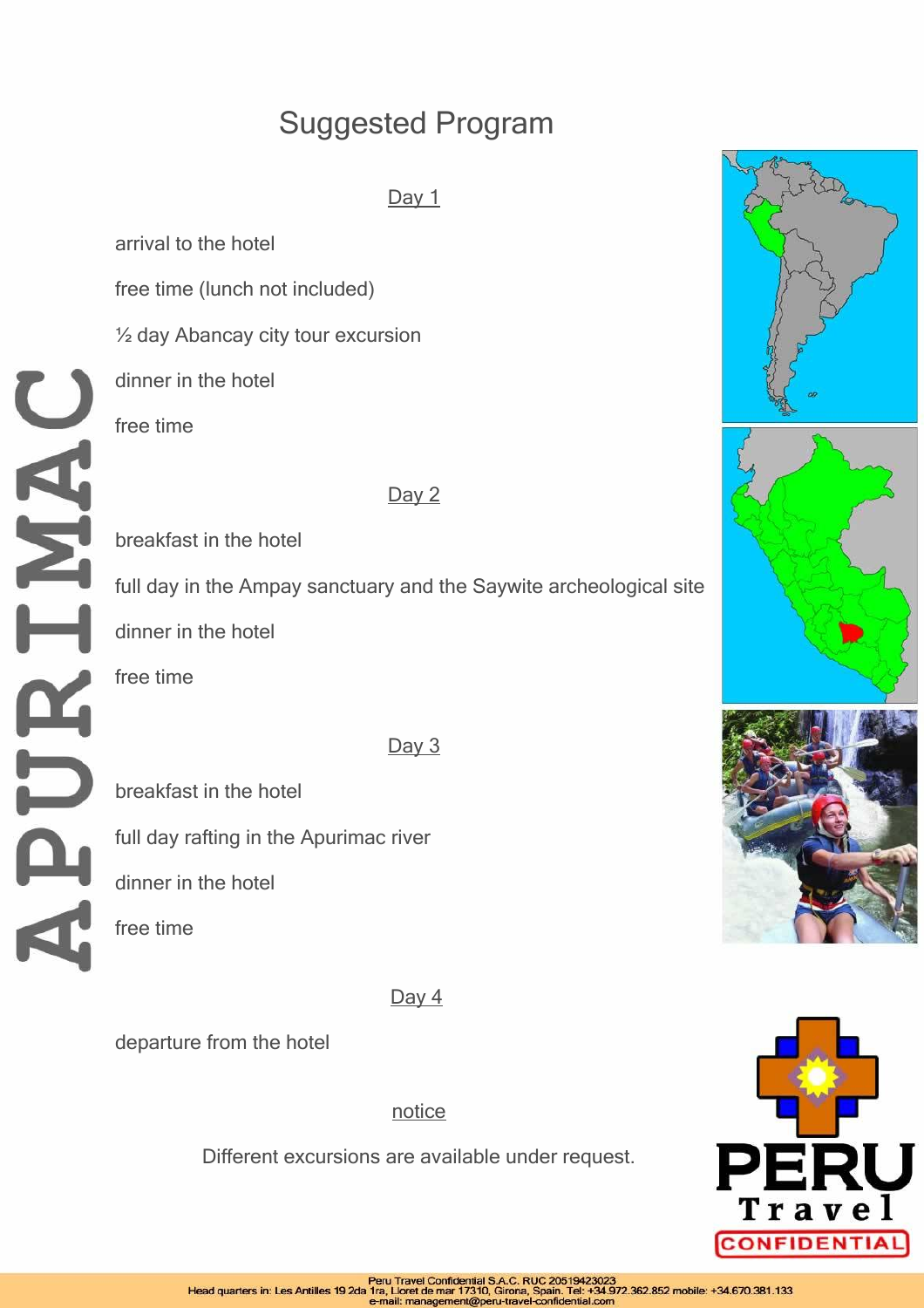# Suggested Program

APURIMAC

## Day 1

arrival to the hotel

free time (lunch not included)

½ day Abancay city tour excursion

dinner in the hotel

free time

## Day 2

breakfast in the hotel

full day in the Ampay sanctuary and the Saywite archeological site

dinner in the hotel

free time

## Day 3

breakfast in the hotel

full day rafting in the Apurimac river

dinner in the hotel

free time

## Day 4

departure from the hotel

## notice

Different excursions are available under request.

PERU Travel CONFIDENTIAL

Peru Travel Confidential S.A.C. RUC 20519423023
Head quarters in: Les Antilles 19 2da 1ra, Lloret de mar 17310, Girona, Spain. Tel: +34.972.362.852 mobile: +34.670.381.133
e-mail: management@peru-travel-confidential.com